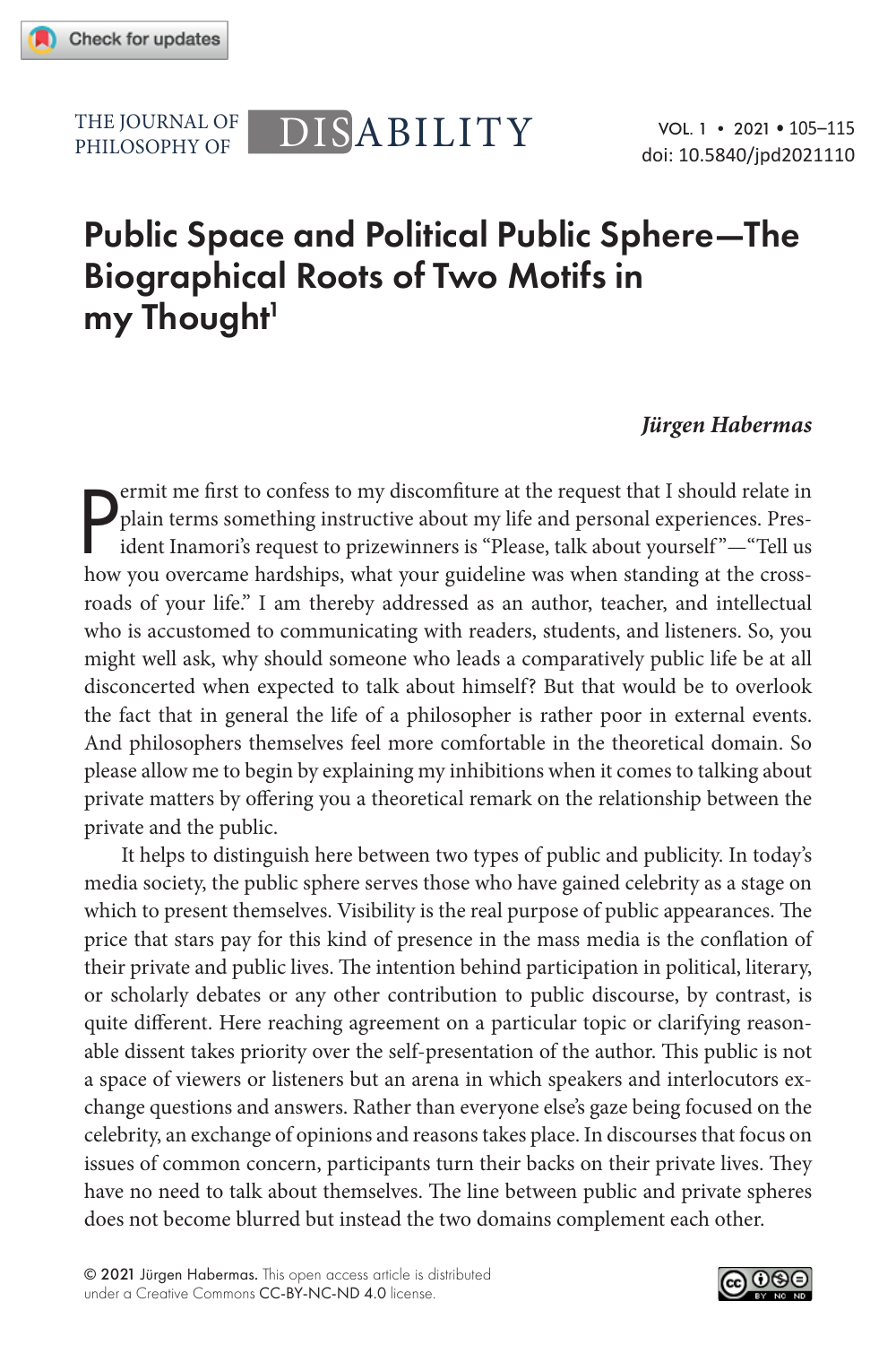# Public Space and Political Public Sphere—The Biographical Roots of Two Motifs in my Thought[1]

***Jürgen Habermas***

Permit me first to confess to my discomfiture at the request that I should relate in plain terms something instructive about my life and personal experiences. President Inamori's request to prizewinners is "Please, talk about yourself"—"Tell us how you overcame hardships, what your guideline was when standing at the crossroads of your life." I am thereby addressed as an author, teacher, and intellectual who is accustomed to communicating with readers, students, and listeners. So, you might well ask, why should someone who leads a comparatively public life be at all disconcerted when expected to talk about himself? But that would be to overlook the fact that in general the life of a philosopher is rather poor in external events. And philosophers themselves feel more comfortable in the theoretical domain. So please allow me to begin by explaining my inhibitions when it comes to talking about private matters by offering you a theoretical remark on the relationship between the private and the public.

It helps to distinguish here between two types of public and publicity. In today's media society, the public sphere serves those who have gained celebrity as a stage on which to present themselves. Visibility is the real purpose of public appearances. The price that stars pay for this kind of presence in the mass media is the conflation of their private and public lives. The intention behind participation in political, literary, or scholarly debates or any other contribution to public discourse, by contrast, is quite different. Here reaching agreement on a particular topic or clarifying reasonable dissent takes priority over the self-presentation of the author. This public is not a space of viewers or listeners but an arena in which speakers and interlocutors exchange questions and answers. Rather than everyone else's gaze being focused on the celebrity, an exchange of opinions and reasons takes place. In discourses that focus on issues of common concern, participants turn their backs on their private lives. They have no need to talk about themselves. The line between public and private spheres does not become blurred but instead the two domains complement each other.

© 2021 Jürgen Habermas. This open access article is distributed under a Creative Commons CC-BY-NC-ND 4.0 license.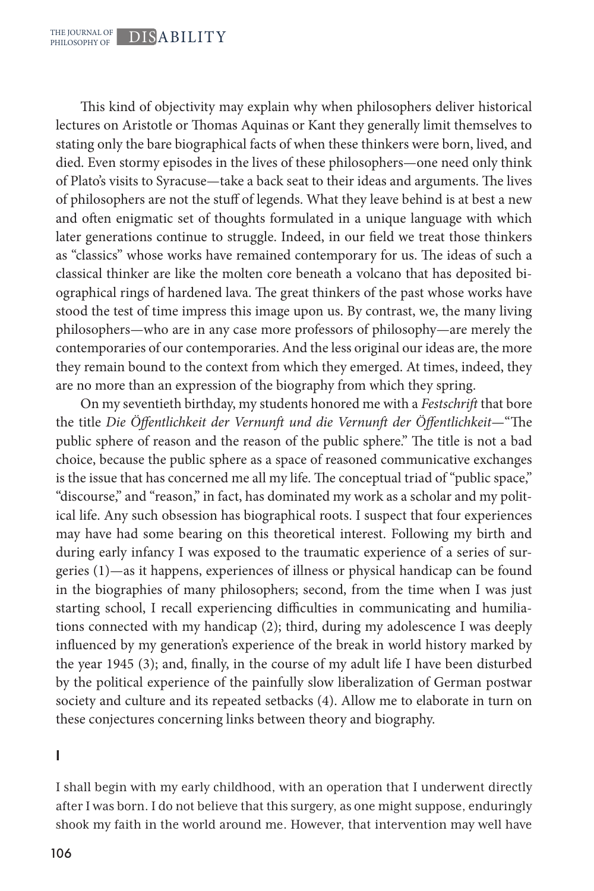This kind of objectivity may explain why when philosophers deliver historical lectures on Aristotle or Thomas Aquinas or Kant they generally limit themselves to stating only the bare biographical facts of when these thinkers were born, lived, and died. Even stormy episodes in the lives of these philosophers—one need only think of Plato's visits to Syracuse—take a back seat to their ideas and arguments. The lives of philosophers are not the stuff of legends. What they leave behind is at best a new and often enigmatic set of thoughts formulated in a unique language with which later generations continue to struggle. Indeed, in our field we treat those thinkers as "classics" whose works have remained contemporary for us. The ideas of such a classical thinker are like the molten core beneath a volcano that has deposited biographical rings of hardened lava. The great thinkers of the past whose works have stood the test of time impress this image upon us. By contrast, we, the many living philosophers—who are in any case more professors of philosophy—are merely the contemporaries of our contemporaries. And the less original our ideas are, the more they remain bound to the context from which they emerged. At times, indeed, they are no more than an expression of the biography from which they spring.

On my seventieth birthday, my students honored me with a *Festschrift* that bore the title *Die Öffentlichkeit der Vernunft und die Vernunft der Öffentlichkeit*—"The public sphere of reason and the reason of the public sphere." The title is not a bad choice, because the public sphere as a space of reasoned communicative exchanges is the issue that has concerned me all my life. The conceptual triad of "public space," "discourse," and "reason," in fact, has dominated my work as a scholar and my political life. Any such obsession has biographical roots. I suspect that four experiences may have had some bearing on this theoretical interest. Following my birth and during early infancy I was exposed to the traumatic experience of a series of surgeries (1)—as it happens, experiences of illness or physical handicap can be found in the biographies of many philosophers; second, from the time when I was just starting school, I recall experiencing difficulties in communicating and humiliations connected with my handicap (2); third, during my adolescence I was deeply influenced by my generation's experience of the break in world history marked by the year 1945 (3); and, finally, in the course of my adult life I have been disturbed by the political experience of the painfully slow liberalization of German postwar society and culture and its repeated setbacks (4). Allow me to elaborate in turn on these conjectures concerning links between theory and biography.

## I

I shall begin with my early childhood, with an operation that I underwent directly after I was born. I do not believe that this surgery, as one might suppose, enduringly shook my faith in the world around me. However, that intervention may well have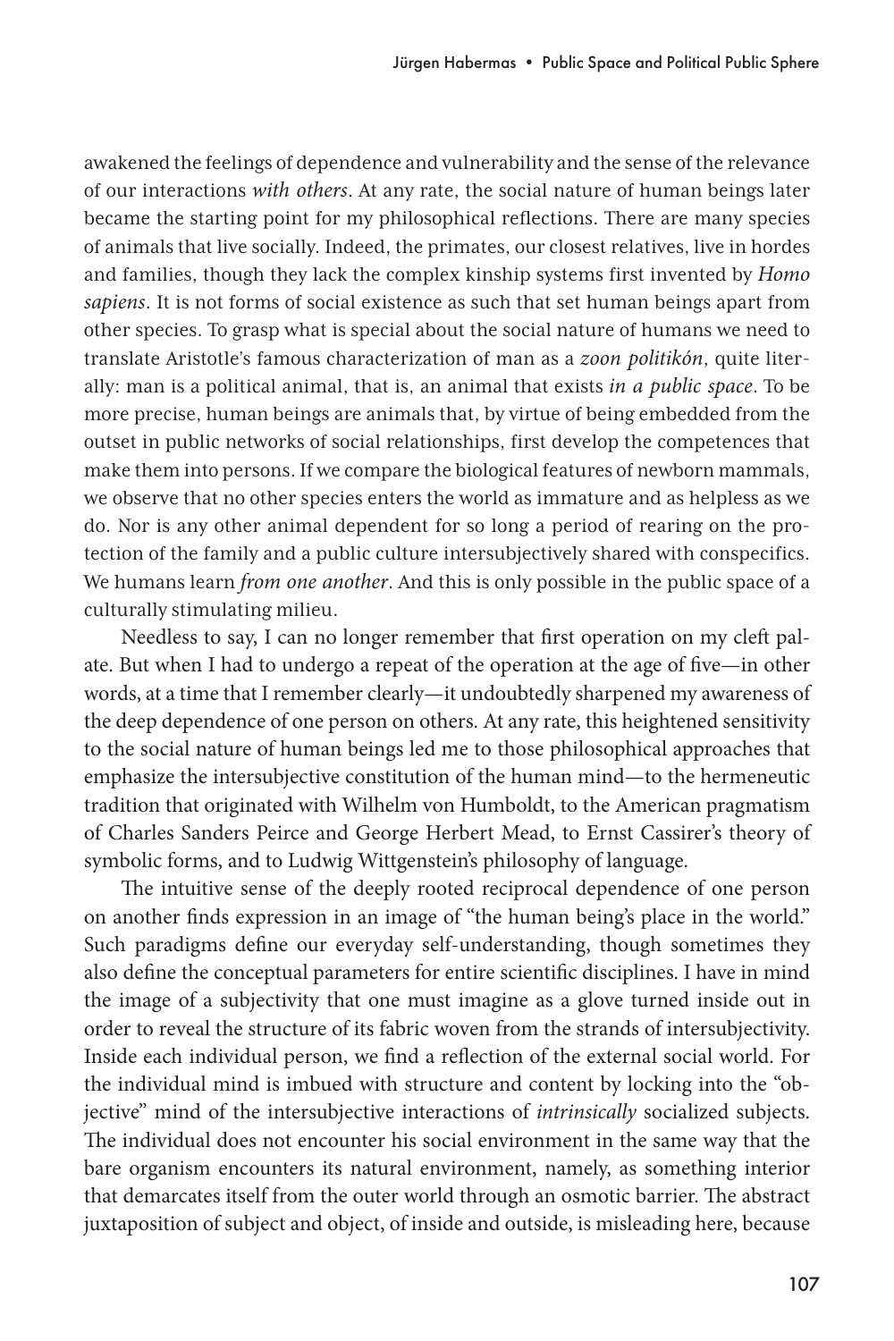awakened the feelings of dependence and vulnerability and the sense of the relevance of our interactions *with others*. At any rate, the social nature of human beings later became the starting point for my philosophical reflections. There are many species of animals that live socially. Indeed, the primates, our closest relatives, live in hordes and families, though they lack the complex kinship systems first invented by *Homo sapiens*. It is not forms of social existence as such that set human beings apart from other species. To grasp what is special about the social nature of humans we need to translate Aristotle's famous characterization of man as a *zoon politikón*, quite literally: man is a political animal, that is, an animal that exists *in a public space*. To be more precise, human beings are animals that, by virtue of being embedded from the outset in public networks of social relationships, first develop the competences that make them into persons. If we compare the biological features of newborn mammals, we observe that no other species enters the world as immature and as helpless as we do. Nor is any other animal dependent for so long a period of rearing on the protection of the family and a public culture intersubjectively shared with conspecifics. We humans learn *from one another*. And this is only possible in the public space of a culturally stimulating milieu.

Needless to say, I can no longer remember that first operation on my cleft palate. But when I had to undergo a repeat of the operation at the age of five—in other words, at a time that I remember clearly—it undoubtedly sharpened my awareness of the deep dependence of one person on others. At any rate, this heightened sensitivity to the social nature of human beings led me to those philosophical approaches that emphasize the intersubjective constitution of the human mind—to the hermeneutic tradition that originated with Wilhelm von Humboldt, to the American pragmatism of Charles Sanders Peirce and George Herbert Mead, to Ernst Cassirer's theory of symbolic forms, and to Ludwig Wittgenstein's philosophy of language.

The intuitive sense of the deeply rooted reciprocal dependence of one person on another finds expression in an image of "the human being's place in the world." Such paradigms define our everyday self-understanding, though sometimes they also define the conceptual parameters for entire scientific disciplines. I have in mind the image of a subjectivity that one must imagine as a glove turned inside out in order to reveal the structure of its fabric woven from the strands of intersubjectivity. Inside each individual person, we find a reflection of the external social world. For the individual mind is imbued with structure and content by locking into the "objective" mind of the intersubjective interactions of *intrinsically* socialized subjects. The individual does not encounter his social environment in the same way that the bare organism encounters its natural environment, namely, as something interior that demarcates itself from the outer world through an osmotic barrier. The abstract juxtaposition of subject and object, of inside and outside, is misleading here, because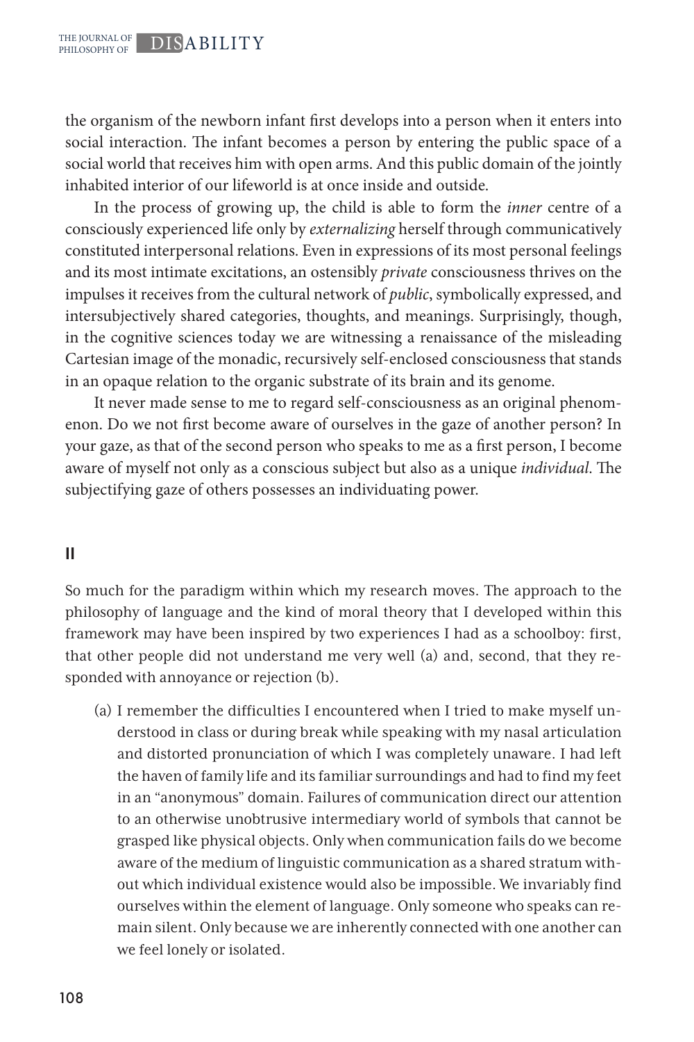the organism of the newborn infant first develops into a person when it enters into social interaction. The infant becomes a person by entering the public space of a social world that receives him with open arms. And this public domain of the jointly inhabited interior of our lifeworld is at once inside and outside.

In the process of growing up, the child is able to form the *inner* centre of a consciously experienced life only by *externalizing* herself through communicatively constituted interpersonal relations. Even in expressions of its most personal feelings and its most intimate excitations, an ostensibly *private* consciousness thrives on the impulses it receives from the cultural network of *public*, symbolically expressed, and intersubjectively shared categories, thoughts, and meanings. Surprisingly, though, in the cognitive sciences today we are witnessing a renaissance of the misleading Cartesian image of the monadic, recursively self-enclosed consciousness that stands in an opaque relation to the organic substrate of its brain and its genome.

It never made sense to me to regard self-consciousness as an original phenomenon. Do we not first become aware of ourselves in the gaze of another person? In your gaze, as that of the second person who speaks to me as a first person, I become aware of myself not only as a conscious subject but also as a unique *individual*. The subjectifying gaze of others possesses an individuating power.

## II

So much for the paradigm within which my research moves. The approach to the philosophy of language and the kind of moral theory that I developed within this framework may have been inspired by two experiences I had as a schoolboy: first, that other people did not understand me very well (a) and, second, that they responded with annoyance or rejection (b).

(a) I remember the difficulties I encountered when I tried to make myself understood in class or during break while speaking with my nasal articulation and distorted pronunciation of which I was completely unaware. I had left the haven of family life and its familiar surroundings and had to find my feet in an "anonymous" domain. Failures of communication direct our attention to an otherwise unobtrusive intermediary world of symbols that cannot be grasped like physical objects. Only when communication fails do we become aware of the medium of linguistic communication as a shared stratum without which individual existence would also be impossible. We invariably find ourselves within the element of language. Only someone who speaks can remain silent. Only because we are inherently connected with one another can we feel lonely or isolated.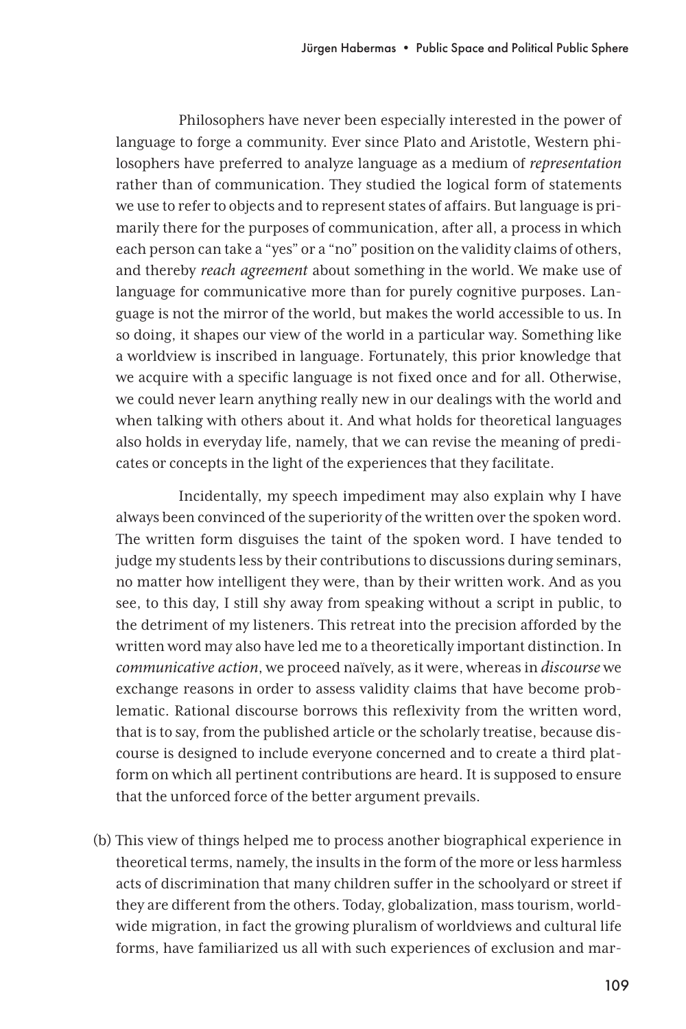Philosophers have never been especially interested in the power of language to forge a community. Ever since Plato and Aristotle, Western philosophers have preferred to analyze language as a medium of *representation* rather than of communication. They studied the logical form of statements we use to refer to objects and to represent states of affairs. But language is primarily there for the purposes of communication, after all, a process in which each person can take a "yes" or a "no" position on the validity claims of others, and thereby *reach agreement* about something in the world. We make use of language for communicative more than for purely cognitive purposes. Language is not the mirror of the world, but makes the world accessible to us. In so doing, it shapes our view of the world in a particular way. Something like a worldview is inscribed in language. Fortunately, this prior knowledge that we acquire with a specific language is not fixed once and for all. Otherwise, we could never learn anything really new in our dealings with the world and when talking with others about it. And what holds for theoretical languages also holds in everyday life, namely, that we can revise the meaning of predicates or concepts in the light of the experiences that they facilitate.

Incidentally, my speech impediment may also explain why I have always been convinced of the superiority of the written over the spoken word. The written form disguises the taint of the spoken word. I have tended to judge my students less by their contributions to discussions during seminars, no matter how intelligent they were, than by their written work. And as you see, to this day, I still shy away from speaking without a script in public, to the detriment of my listeners. This retreat into the precision afforded by the written word may also have led me to a theoretically important distinction. In *communicative action*, we proceed naïvely, as it were, whereas in *discourse* we exchange reasons in order to assess validity claims that have become problematic. Rational discourse borrows this reflexivity from the written word, that is to say, from the published article or the scholarly treatise, because discourse is designed to include everyone concerned and to create a third platform on which all pertinent contributions are heard. It is supposed to ensure that the unforced force of the better argument prevails.

(b) This view of things helped me to process another biographical experience in theoretical terms, namely, the insults in the form of the more or less harmless acts of discrimination that many children suffer in the schoolyard or street if they are different from the others. Today, globalization, mass tourism, worldwide migration, in fact the growing pluralism of worldviews and cultural life forms, have familiarized us all with such experiences of exclusion and mar-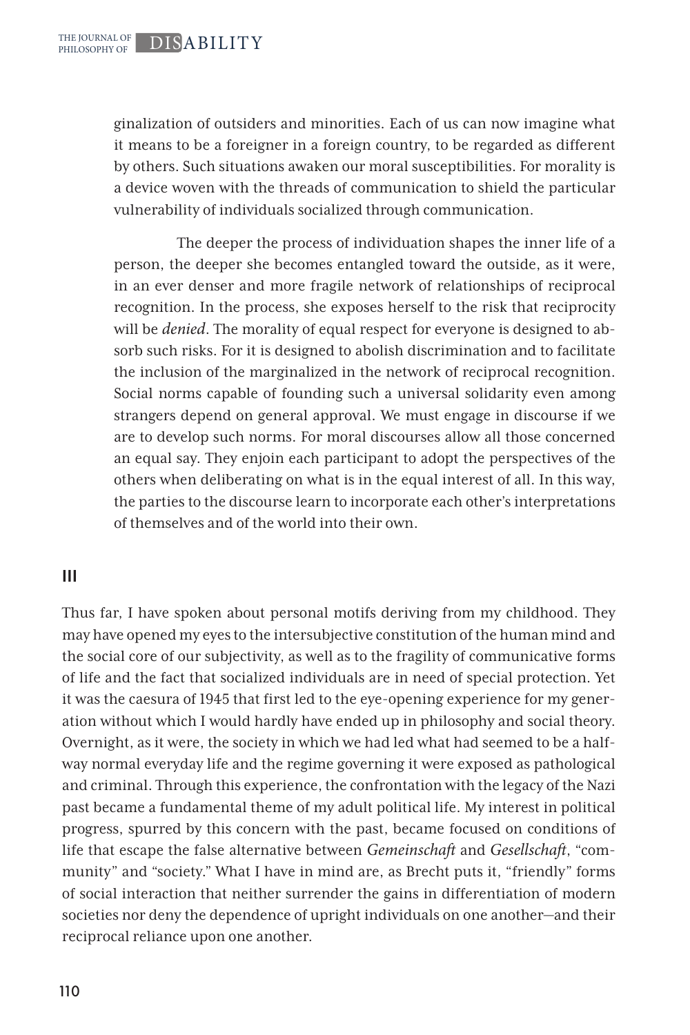ginalization of outsiders and minorities. Each of us can now imagine what it means to be a foreigner in a foreign country, to be regarded as different by others. Such situations awaken our moral susceptibilities. For morality is a device woven with the threads of communication to shield the particular vulnerability of individuals socialized through communication.

The deeper the process of individuation shapes the inner life of a person, the deeper she becomes entangled toward the outside, as it were, in an ever denser and more fragile network of relationships of reciprocal recognition. In the process, she exposes herself to the risk that reciprocity will be *denied*. The morality of equal respect for everyone is designed to absorb such risks. For it is designed to abolish discrimination and to facilitate the inclusion of the marginalized in the network of reciprocal recognition. Social norms capable of founding such a universal solidarity even among strangers depend on general approval. We must engage in discourse if we are to develop such norms. For moral discourses allow all those concerned an equal say. They enjoin each participant to adopt the perspectives of the others when deliberating on what is in the equal interest of all. In this way, the parties to the discourse learn to incorporate each other's interpretations of themselves and of the world into their own.

## III

Thus far, I have spoken about personal motifs deriving from my childhood. They may have opened my eyes to the intersubjective constitution of the human mind and the social core of our subjectivity, as well as to the fragility of communicative forms of life and the fact that socialized individuals are in need of special protection. Yet it was the caesura of 1945 that first led to the eye-opening experience for my generation without which I would hardly have ended up in philosophy and social theory. Overnight, as it were, the society in which we had led what had seemed to be a halfway normal everyday life and the regime governing it were exposed as pathological and criminal. Through this experience, the confrontation with the legacy of the Nazi past became a fundamental theme of my adult political life. My interest in political progress, spurred by this concern with the past, became focused on conditions of life that escape the false alternative between *Gemeinschaft* and *Gesellschaft*, "community" and "society." What I have in mind are, as Brecht puts it, "friendly" forms of social interaction that neither surrender the gains in differentiation of modern societies nor deny the dependence of upright individuals on one another—and their reciprocal reliance upon one another.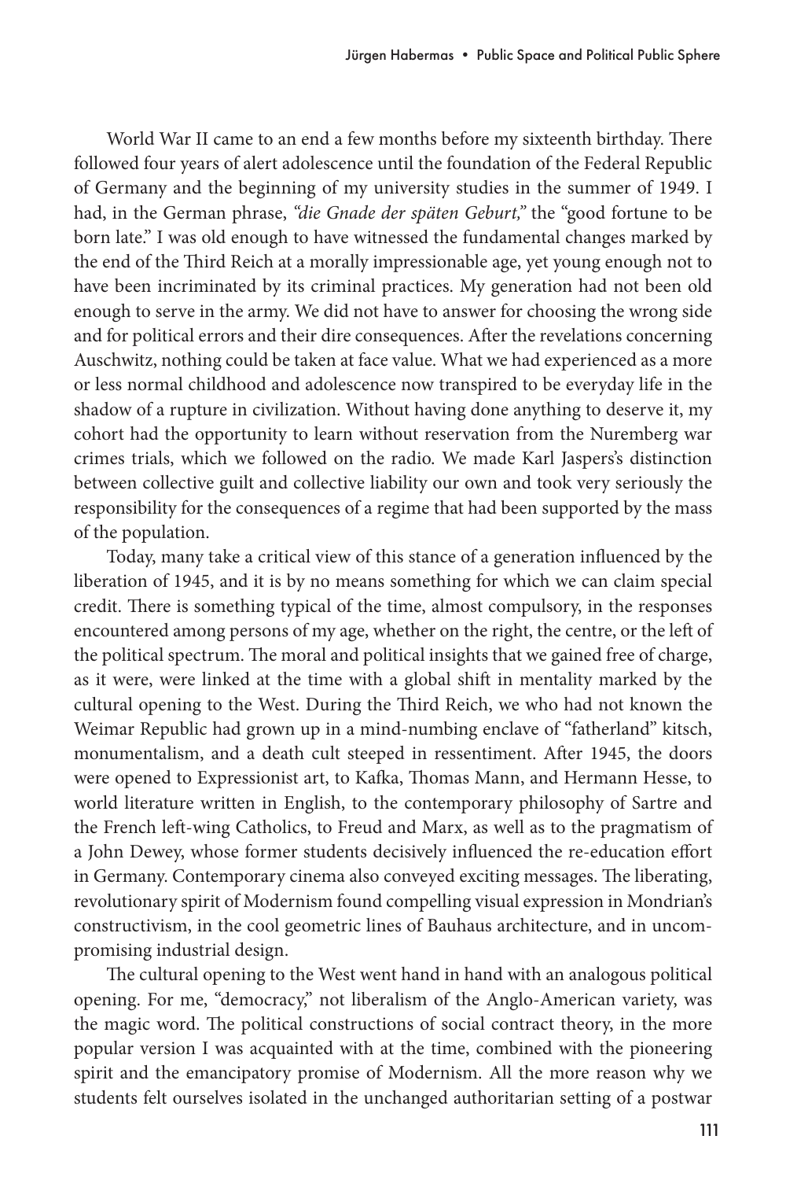World War II came to an end a few months before my sixteenth birthday. There followed four years of alert adolescence until the foundation of the Federal Republic of Germany and the beginning of my university studies in the summer of 1949. I had, in the German phrase, *"die Gnade der späten Geburt,"* the "good fortune to be born late." I was old enough to have witnessed the fundamental changes marked by the end of the Third Reich at a morally impressionable age, yet young enough not to have been incriminated by its criminal practices. My generation had not been old enough to serve in the army. We did not have to answer for choosing the wrong side and for political errors and their dire consequences. After the revelations concerning Auschwitz, nothing could be taken at face value. What we had experienced as a more or less normal childhood and adolescence now transpired to be everyday life in the shadow of a rupture in civilization. Without having done anything to deserve it, my cohort had the opportunity to learn without reservation from the Nuremberg war crimes trials, which we followed on the radio. We made Karl Jaspers's distinction between collective guilt and collective liability our own and took very seriously the responsibility for the consequences of a regime that had been supported by the mass of the population.

Today, many take a critical view of this stance of a generation influenced by the liberation of 1945, and it is by no means something for which we can claim special credit. There is something typical of the time, almost compulsory, in the responses encountered among persons of my age, whether on the right, the centre, or the left of the political spectrum. The moral and political insights that we gained free of charge, as it were, were linked at the time with a global shift in mentality marked by the cultural opening to the West. During the Third Reich, we who had not known the Weimar Republic had grown up in a mind-numbing enclave of "fatherland" kitsch, monumentalism, and a death cult steeped in ressentiment. After 1945, the doors were opened to Expressionist art, to Kafka, Thomas Mann, and Hermann Hesse, to world literature written in English, to the contemporary philosophy of Sartre and the French left-wing Catholics, to Freud and Marx, as well as to the pragmatism of a John Dewey, whose former students decisively influenced the re-education effort in Germany. Contemporary cinema also conveyed exciting messages. The liberating, revolutionary spirit of Modernism found compelling visual expression in Mondrian's constructivism, in the cool geometric lines of Bauhaus architecture, and in uncompromising industrial design.

The cultural opening to the West went hand in hand with an analogous political opening. For me, "democracy," not liberalism of the Anglo-American variety, was the magic word. The political constructions of social contract theory, in the more popular version I was acquainted with at the time, combined with the pioneering spirit and the emancipatory promise of Modernism. All the more reason why we students felt ourselves isolated in the unchanged authoritarian setting of a postwar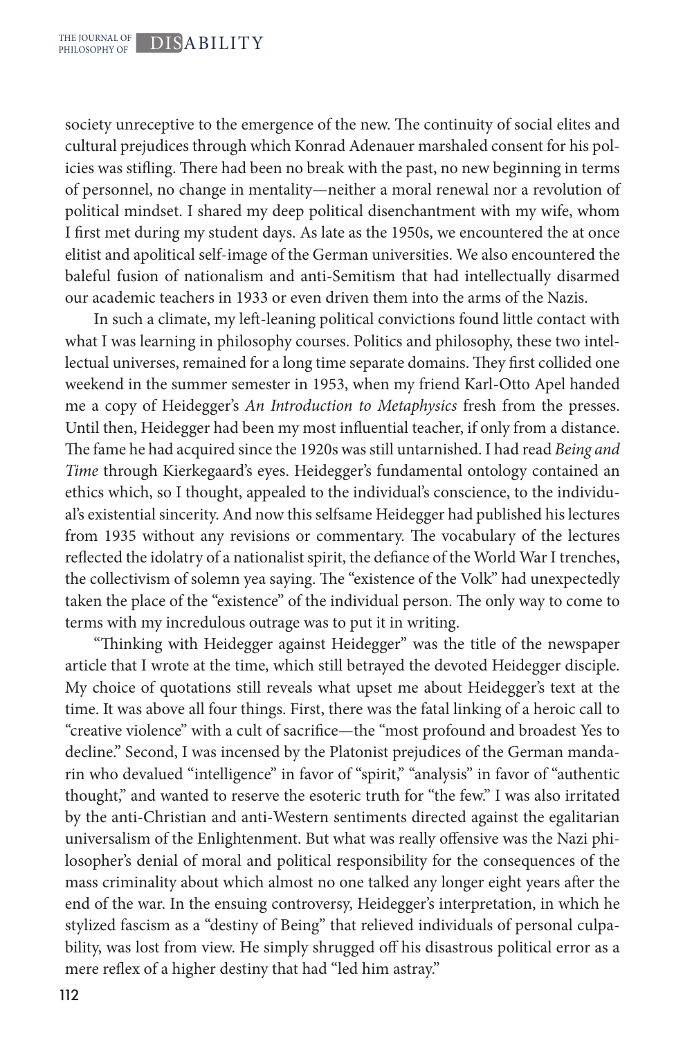society unreceptive to the emergence of the new. The continuity of social elites and cultural prejudices through which Konrad Adenauer marshaled consent for his policies was stifling. There had been no break with the past, no new beginning in terms of personnel, no change in mentality—neither a moral renewal nor a revolution of political mindset. I shared my deep political disenchantment with my wife, whom I first met during my student days. As late as the 1950s, we encountered the at once elitist and apolitical self-image of the German universities. We also encountered the baleful fusion of nationalism and anti-Semitism that had intellectually disarmed our academic teachers in 1933 or even driven them into the arms of the Nazis.

In such a climate, my left-leaning political convictions found little contact with what I was learning in philosophy courses. Politics and philosophy, these two intellectual universes, remained for a long time separate domains. They first collided one weekend in the summer semester in 1953, when my friend Karl-Otto Apel handed me a copy of Heidegger's *An Introduction to Metaphysics* fresh from the presses. Until then, Heidegger had been my most influential teacher, if only from a distance. The fame he had acquired since the 1920s was still untarnished. I had read *Being and Time* through Kierkegaard's eyes. Heidegger's fundamental ontology contained an ethics which, so I thought, appealed to the individual's conscience, to the individual's existential sincerity. And now this selfsame Heidegger had published his lectures from 1935 without any revisions or commentary. The vocabulary of the lectures reflected the idolatry of a nationalist spirit, the defiance of the World War I trenches, the collectivism of solemn yea saying. The "existence of the Volk" had unexpectedly taken the place of the "existence" of the individual person. The only way to come to terms with my incredulous outrage was to put it in writing.

"Thinking with Heidegger against Heidegger" was the title of the newspaper article that I wrote at the time, which still betrayed the devoted Heidegger disciple. My choice of quotations still reveals what upset me about Heidegger's text at the time. It was above all four things. First, there was the fatal linking of a heroic call to "creative violence" with a cult of sacrifice—the "most profound and broadest Yes to decline." Second, I was incensed by the Platonist prejudices of the German mandarin who devalued "intelligence" in favor of "spirit," "analysis" in favor of "authentic thought," and wanted to reserve the esoteric truth for "the few." I was also irritated by the anti-Christian and anti-Western sentiments directed against the egalitarian universalism of the Enlightenment. But what was really offensive was the Nazi philosopher's denial of moral and political responsibility for the consequences of the mass criminality about which almost no one talked any longer eight years after the end of the war. In the ensuing controversy, Heidegger's interpretation, in which he stylized fascism as a "destiny of Being" that relieved individuals of personal culpability, was lost from view. He simply shrugged off his disastrous political error as a mere reflex of a higher destiny that had "led him astray."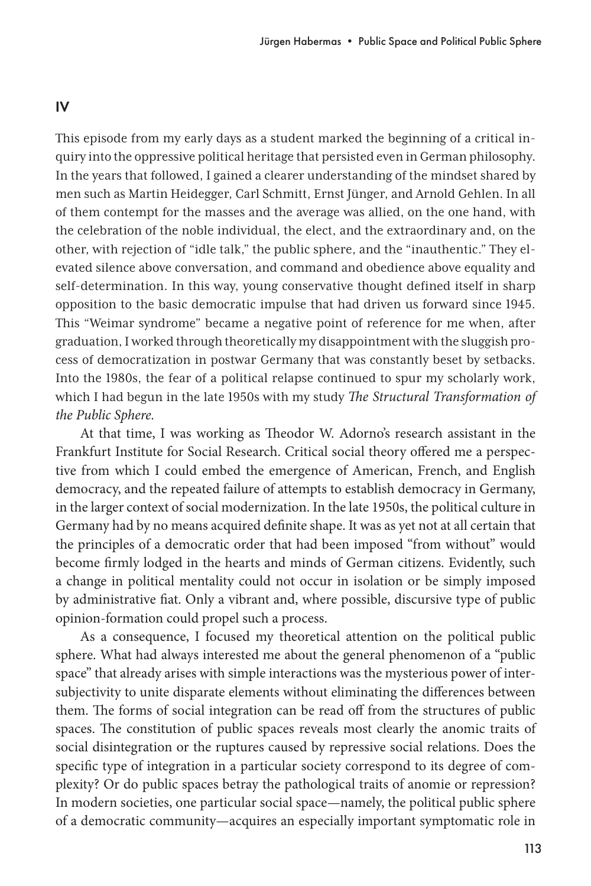## IV

This episode from my early days as a student marked the beginning of a critical inquiry into the oppressive political heritage that persisted even in German philosophy. In the years that followed, I gained a clearer understanding of the mindset shared by men such as Martin Heidegger, Carl Schmitt, Ernst Jünger, and Arnold Gehlen. In all of them contempt for the masses and the average was allied, on the one hand, with the celebration of the noble individual, the elect, and the extraordinary and, on the other, with rejection of "idle talk," the public sphere, and the "inauthentic." They elevated silence above conversation, and command and obedience above equality and self-determination. In this way, young conservative thought defined itself in sharp opposition to the basic democratic impulse that had driven us forward since 1945. This "Weimar syndrome" became a negative point of reference for me when, after graduation, I worked through theoretically my disappointment with the sluggish process of democratization in postwar Germany that was constantly beset by setbacks. Into the 1980s, the fear of a political relapse continued to spur my scholarly work, which I had begun in the late 1950s with my study *The Structural Transformation of the Public Sphere.*

At that time, I was working as Theodor W. Adorno's research assistant in the Frankfurt Institute for Social Research. Critical social theory offered me a perspective from which I could embed the emergence of American, French, and English democracy, and the repeated failure of attempts to establish democracy in Germany, in the larger context of social modernization. In the late 1950s, the political culture in Germany had by no means acquired definite shape. It was as yet not at all certain that the principles of a democratic order that had been imposed "from without" would become firmly lodged in the hearts and minds of German citizens. Evidently, such a change in political mentality could not occur in isolation or be simply imposed by administrative fiat. Only a vibrant and, where possible, discursive type of public opinion-formation could propel such a process.

As a consequence, I focused my theoretical attention on the political public sphere. What had always interested me about the general phenomenon of a "public space" that already arises with simple interactions was the mysterious power of intersubjectivity to unite disparate elements without eliminating the differences between them. The forms of social integration can be read off from the structures of public spaces. The constitution of public spaces reveals most clearly the anomic traits of social disintegration or the ruptures caused by repressive social relations. Does the specific type of integration in a particular society correspond to its degree of complexity? Or do public spaces betray the pathological traits of anomie or repression? In modern societies, one particular social space—namely, the political public sphere of a democratic community—acquires an especially important symptomatic role in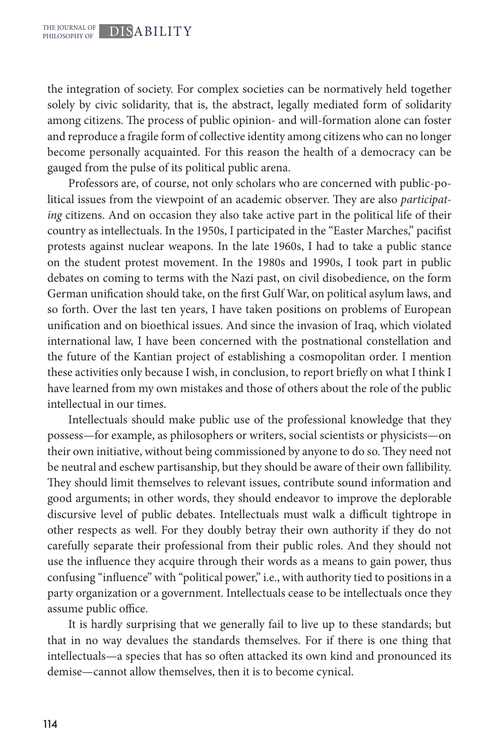the integration of society. For complex societies can be normatively held together solely by civic solidarity, that is, the abstract, legally mediated form of solidarity among citizens. The process of public opinion- and will-formation alone can foster and reproduce a fragile form of collective identity among citizens who can no longer become personally acquainted. For this reason the health of a democracy can be gauged from the pulse of its political public arena.

Professors are, of course, not only scholars who are concerned with public-political issues from the viewpoint of an academic observer. They are also *participating* citizens. And on occasion they also take active part in the political life of their country as intellectuals. In the 1950s, I participated in the "Easter Marches," pacifist protests against nuclear weapons. In the late 1960s, I had to take a public stance on the student protest movement. In the 1980s and 1990s, I took part in public debates on coming to terms with the Nazi past, on civil disobedience, on the form German unification should take, on the first Gulf War, on political asylum laws, and so forth. Over the last ten years, I have taken positions on problems of European unification and on bioethical issues. And since the invasion of Iraq, which violated international law, I have been concerned with the postnational constellation and the future of the Kantian project of establishing a cosmopolitan order. I mention these activities only because I wish, in conclusion, to report briefly on what I think I have learned from my own mistakes and those of others about the role of the public intellectual in our times.

Intellectuals should make public use of the professional knowledge that they possess—for example, as philosophers or writers, social scientists or physicists—on their own initiative, without being commissioned by anyone to do so. They need not be neutral and eschew partisanship, but they should be aware of their own fallibility. They should limit themselves to relevant issues, contribute sound information and good arguments; in other words, they should endeavor to improve the deplorable discursive level of public debates. Intellectuals must walk a difficult tightrope in other respects as well. For they doubly betray their own authority if they do not carefully separate their professional from their public roles. And they should not use the influence they acquire through their words as a means to gain power, thus confusing "influence" with "political power," i.e., with authority tied to positions in a party organization or a government. Intellectuals cease to be intellectuals once they assume public office.

It is hardly surprising that we generally fail to live up to these standards; but that in no way devalues the standards themselves. For if there is one thing that intellectuals—a species that has so often attacked its own kind and pronounced its demise—cannot allow themselves, then it is to become cynical.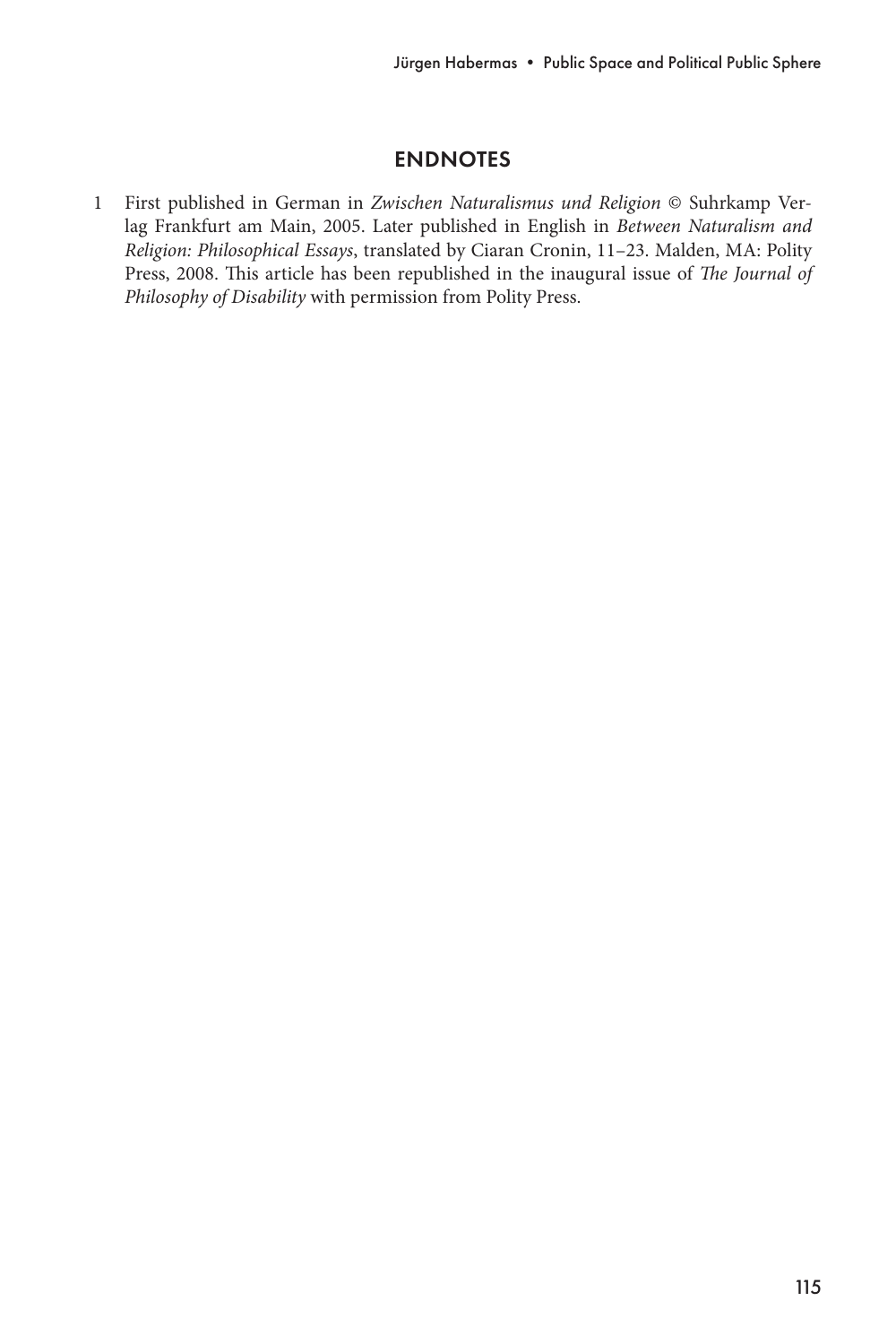## ENDNOTES

1 First published in German in *Zwischen Naturalismus und Religion* © Suhrkamp Verlag Frankfurt am Main, 2005. Later published in English in *Between Naturalism and Religion: Philosophical Essays*, translated by Ciaran Cronin, 11–23. Malden, MA: Polity Press, 2008. This article has been republished in the inaugural issue of *The Journal of Philosophy of Disability* with permission from Polity Press.